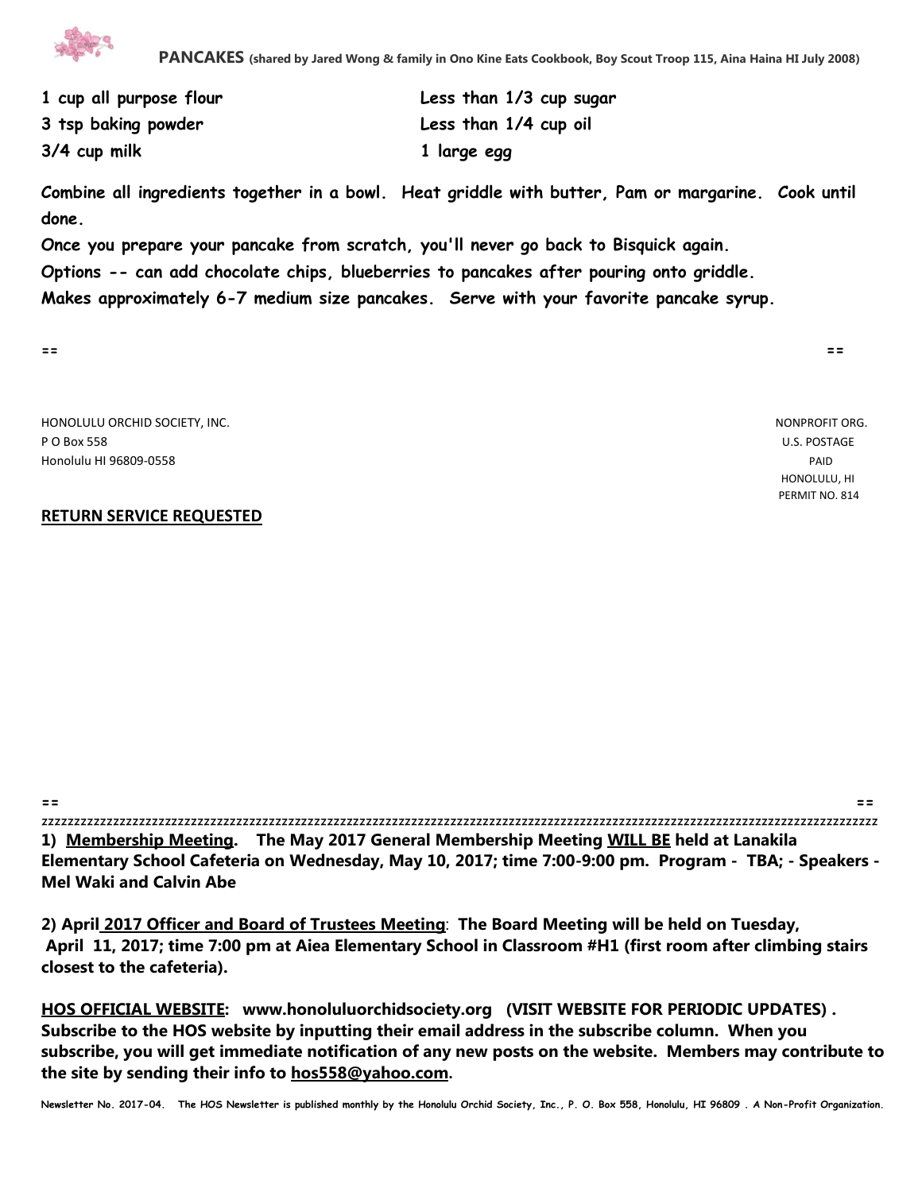# PANCAKES (shared by Jared Wong & family in Ono Kine Eats Cookbook, Boy Scout Troop 115, Aina Haina HI July 2008)

**1 cup all purpose flour**
**3 tsp baking powder**
**3/4 cup milk**
**Less than 1/3 cup sugar**
**Less than 1/4 cup oil**
**1 large egg**

**Combine all ingredients together in a bowl. Heat griddle with butter, Pam or margarine. Cook until done.**

**Once you prepare your pancake from scratch, you'll never go back to Bisquick again.**

**Options -- can add chocolate chips, blueberries to pancakes after pouring onto griddle.**

**Makes approximately 6-7 medium size pancakes. Serve with your favorite pancake syrup.**

== ==

HONOLULU ORCHID SOCIETY, INC.
P O Box 558
Honolulu HI 96809-0558

NONPROFIT ORG.
U.S. POSTAGE
PAID
HONOLULU, HI
PERMIT NO. 814

**RETURN SERVICE REQUESTED**

== ==

zzzzzzzzzzzzzzzzzzzzzzzzzzzzzzzzzzzzzzzzzzzzzzzzzzzzzzzzzzzzzzzzzzzzzzzzzzzzzzzzzzzzzzzzzzzzzzzzzzzzzzzzzzzzzzzzzzzzzzzz

**1) Membership Meeting. The May 2017 General Membership Meeting WILL BE held at Lanakila Elementary School Cafeteria on Wednesday, May 10, 2017; time 7:00-9:00 pm. Program - TBA; - Speakers - Mel Waki and Calvin Abe**

**2) April 2017 Officer and Board of Trustees Meeting: The Board Meeting will be held on Tuesday, April 11, 2017; time 7:00 pm at Aiea Elementary School in Classroom #H1 (first room after climbing stairs closest to the cafeteria).**

**HOS OFFICIAL WEBSITE: www.honoluluorchidsociety.org (VISIT WEBSITE FOR PERIODIC UPDATES) . Subscribe to the HOS website by inputting their email address in the subscribe column. When you subscribe, you will get immediate notification of any new posts on the website. Members may contribute to the site by sending their info to hos558@yahoo.com.**

**Newsletter No. 2017-04. The HOS Newsletter is published monthly by the Honolulu Orchid Society, Inc., P. O. Box 558, Honolulu, HI 96809 . A Non-Profit Organization.**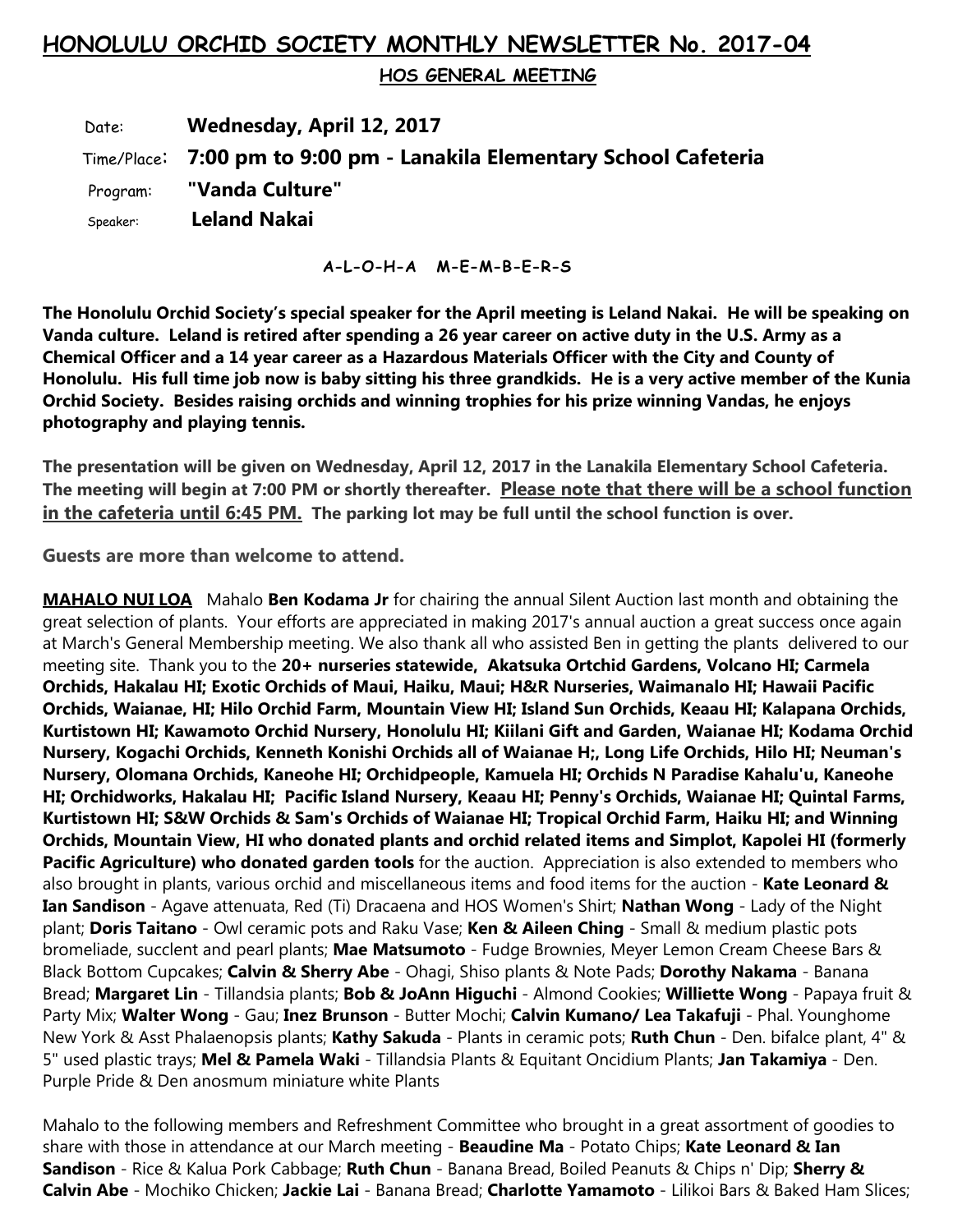# HONOLULU ORCHID SOCIETY MONTHLY NEWSLETTER No. 2017-04

## HOS GENERAL MEETING

Date: **Wednesday, April 12, 2017**

Time/Place: **7:00 pm to 9:00 pm - Lanakila Elementary School Cafeteria**

Program: **"Vanda Culture"**

Speaker: **Leland Nakai**

**A-L-O-H-A M-E-M-B-E-R-S**

**The Honolulu Orchid Society's special speaker for the April meeting is Leland Nakai. He will be speaking on Vanda culture. Leland is retired after spending a 26 year career on active duty in the U.S. Army as a Chemical Officer and a 14 year career as a Hazardous Materials Officer with the City and County of Honolulu. His full time job now is baby sitting his three grandkids. He is a very active member of the Kunia Orchid Society. Besides raising orchids and winning trophies for his prize winning Vandas, he enjoys photography and playing tennis.**

**The presentation will be given on Wednesday, April 12, 2017 in the Lanakila Elementary School Cafeteria. The meeting will begin at 7:00 PM or shortly thereafter. Please note that there will be a school function in the cafeteria until 6:45 PM. The parking lot may be full until the school function is over.**

**Guests are more than welcome to attend.**

**MAHALO NUI LOA** Mahalo **Ben Kodama Jr** for chairing the annual Silent Auction last month and obtaining the great selection of plants. Your efforts are appreciated in making 2017's annual auction a great success once again at March's General Membership meeting. We also thank all who assisted Ben in getting the plants delivered to our meeting site. Thank you to the **20+ nurseries statewide, Akatsuka Ortchid Gardens, Volcano HI; Carmela Orchids, Hakalau HI; Exotic Orchids of Maui, Haiku, Maui; H&R Nurseries, Waimanalo HI; Hawaii Pacific Orchids, Waianae, HI; Hilo Orchid Farm, Mountain View HI; Island Sun Orchids, Keaau HI; Kalapana Orchids, Kurtistown HI; Kawamoto Orchid Nursery, Honolulu HI; Kiilani Gift and Garden, Waianae HI; Kodama Orchid Nursery, Kogachi Orchids, Kenneth Konishi Orchids all of Waianae H;, Long Life Orchids, Hilo HI; Neuman's Nursery, Olomana Orchids, Kaneohe HI; Orchidpeople, Kamuela HI; Orchids N Paradise Kahalu'u, Kaneohe HI; Orchidworks, Hakalau HI; Pacific Island Nursery, Keaau HI; Penny's Orchids, Waianae HI; Quintal Farms, Kurtistown HI; S&W Orchids & Sam's Orchids of Waianae HI; Tropical Orchid Farm, Haiku HI; and Winning Orchids, Mountain View, HI who donated plants and orchid related items and Simplot, Kapolei HI (formerly Pacific Agriculture) who donated garden tools** for the auction. Appreciation is also extended to members who also brought in plants, various orchid and miscellaneous items and food items for the auction - **Kate Leonard & Ian Sandison** - Agave attenuata, Red (Ti) Dracaena and HOS Women's Shirt; **Nathan Wong** - Lady of the Night plant; **Doris Taitano** - Owl ceramic pots and Raku Vase; **Ken & Aileen Ching** - Small & medium plastic pots bromeliade, succlent and pearl plants; **Mae Matsumoto** - Fudge Brownies, Meyer Lemon Cream Cheese Bars & Black Bottom Cupcakes; **Calvin & Sherry Abe** - Ohagi, Shiso plants & Note Pads; **Dorothy Nakama** - Banana Bread; **Margaret Lin** - Tillandsia plants; **Bob & JoAnn Higuchi** - Almond Cookies; **Williette Wong** - Papaya fruit & Party Mix; **Walter Wong** - Gau; **Inez Brunson** - Butter Mochi; **Calvin Kumano/ Lea Takafuji** - Phal. Younghome New York & Asst Phalaenopsis plants; **Kathy Sakuda** - Plants in ceramic pots; **Ruth Chun** - Den. bifalce plant, 4" & 5" used plastic trays; **Mel & Pamela Waki** - Tillandsia Plants & Equitant Oncidium Plants; **Jan Takamiya** - Den. Purple Pride & Den anosmum miniature white Plants

Mahalo to the following members and Refreshment Committee who brought in a great assortment of goodies to share with those in attendance at our March meeting - **Beaudine Ma** - Potato Chips; **Kate Leonard & Ian Sandison** - Rice & Kalua Pork Cabbage; **Ruth Chun** - Banana Bread, Boiled Peanuts & Chips n' Dip; **Sherry & Calvin Abe** - Mochiko Chicken; **Jackie Lai** - Banana Bread; **Charlotte Yamamoto** - Lilikoi Bars & Baked Ham Slices;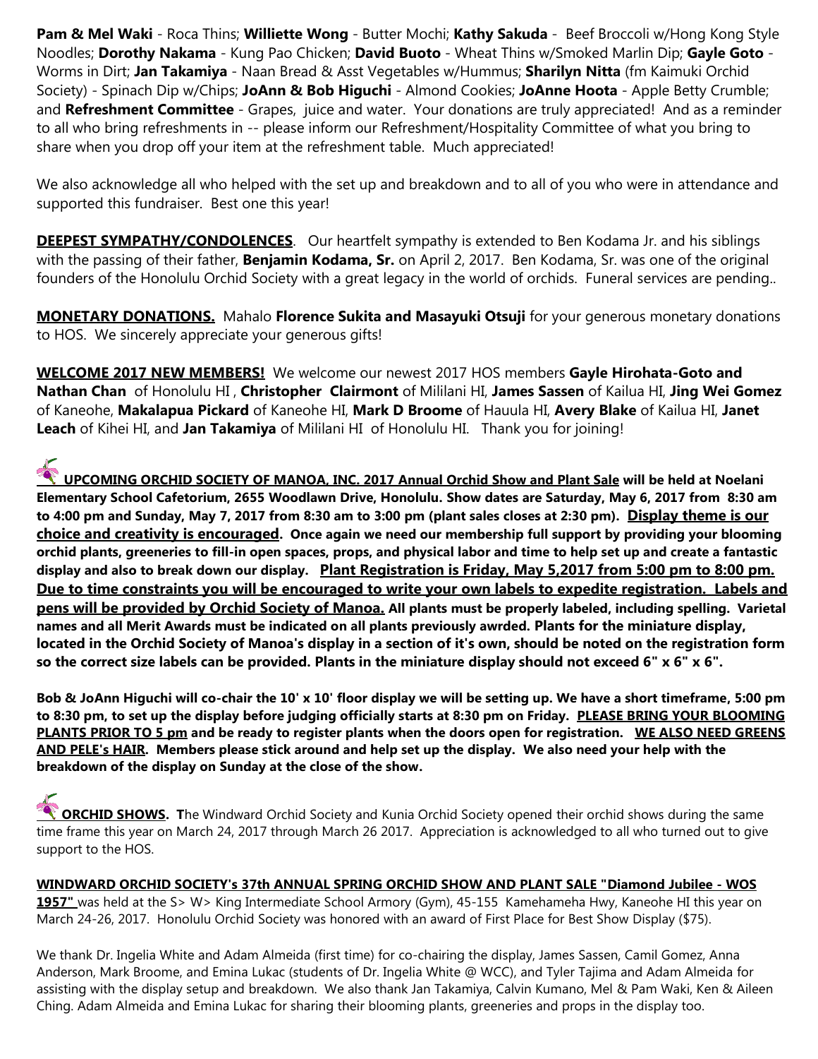**Pam & Mel Waki** - Roca Thins; **Williette Wong** - Butter Mochi; **Kathy Sakuda** - Beef Broccoli w/Hong Kong Style Noodles; **Dorothy Nakama** - Kung Pao Chicken; **David Buoto** - Wheat Thins w/Smoked Marlin Dip; **Gayle Goto** - Worms in Dirt; **Jan Takamiya** - Naan Bread & Asst Vegetables w/Hummus; **Sharilyn Nitta** (fm Kaimuki Orchid Society) - Spinach Dip w/Chips; **JoAnn & Bob Higuchi** - Almond Cookies; **JoAnne Hoota** - Apple Betty Crumble; and **Refreshment Committee** - Grapes, juice and water. Your donations are truly appreciated! And as a reminder to all who bring refreshments in -- please inform our Refreshment/Hospitality Committee of what you bring to share when you drop off your item at the refreshment table. Much appreciated!

We also acknowledge all who helped with the set up and breakdown and to all of you who were in attendance and supported this fundraiser. Best one this year!

**DEEPEST SYMPATHY/CONDOLENCES**. Our heartfelt sympathy is extended to Ben Kodama Jr. and his siblings with the passing of their father, **Benjamin Kodama, Sr.** on April 2, 2017. Ben Kodama, Sr. was one of the original founders of the Honolulu Orchid Society with a great legacy in the world of orchids. Funeral services are pending..

**MONETARY DONATIONS.** Mahalo **Florence Sukita and Masayuki Otsuji** for your generous monetary donations to HOS. We sincerely appreciate your generous gifts!

**WELCOME 2017 NEW MEMBERS!** We welcome our newest 2017 HOS members **Gayle Hirohata-Goto and Nathan Chan** of Honolulu HI , **Christopher Clairmont** of Mililani HI, **James Sassen** of Kailua HI, **Jing Wei Gomez** of Kaneohe, **Makalapua Pickard** of Kaneohe HI, **Mark D Broome** of Hauula HI, **Avery Blake** of Kailua HI, **Janet Leach** of Kihei HI, and **Jan Takamiya** of Mililani HI of Honolulu HI. Thank you for joining!

**UPCOMING ORCHID SOCIETY OF MANOA, INC. 2017 Annual Orchid Show and Plant Sale will be held at Noelani Elementary School Cafetorium, 2655 Woodlawn Drive, Honolulu. Show dates are Saturday, May 6, 2017 from 8:30 am to 4:00 pm and Sunday, May 7, 2017 from 8:30 am to 3:00 pm (plant sales closes at 2:30 pm). Display theme is our choice and creativity is encouraged. Once again we need our membership full support by providing your blooming orchid plants, greeneries to fill-in open spaces, props, and physical labor and time to help set up and create a fantastic display and also to break down our display. Plant Registration is Friday, May 5,2017 from 5:00 pm to 8:00 pm. Due to time constraints you will be encouraged to write your own labels to expedite registration. Labels and pens will be provided by Orchid Society of Manoa. All plants must be properly labeled, including spelling. Varietal names and all Merit Awards must be indicated on all plants previously awrded. Plants for the miniature display, located in the Orchid Society of Manoa's display in a section of it's own, should be noted on the registration form so the correct size labels can be provided. Plants in the miniature display should not exceed 6" x 6" x 6".**

**Bob & JoAnn Higuchi will co-chair the 10' x 10' floor display we will be setting up. We have a short timeframe, 5:00 pm to 8:30 pm, to set up the display before judging officially starts at 8:30 pm on Friday. PLEASE BRING YOUR BLOOMING PLANTS PRIOR TO 5 pm and be ready to register plants when the doors open for registration. WE ALSO NEED GREENS AND PELE's HAIR. Members please stick around and help set up the display. We also need your help with the breakdown of the display on Sunday at the close of the show.**

**ORCHID SHOWS. T**he Windward Orchid Society and Kunia Orchid Society opened their orchid shows during the same time frame this year on March 24, 2017 through March 26 2017. Appreciation is acknowledged to all who turned out to give support to the HOS.

**WINDWARD ORCHID SOCIETY's 37th ANNUAL SPRING ORCHID SHOW AND PLANT SALE "Diamond Jubilee - WOS 1957"** was held at the S> W> King Intermediate School Armory (Gym), 45-155 Kamehameha Hwy, Kaneohe HI this year on March 24-26, 2017. Honolulu Orchid Society was honored with an award of First Place for Best Show Display ($75).

We thank Dr. Ingelia White and Adam Almeida (first time) for co-chairing the display, James Sassen, Camil Gomez, Anna Anderson, Mark Broome, and Emina Lukac (students of Dr. Ingelia White @ WCC), and Tyler Tajima and Adam Almeida for assisting with the display setup and breakdown. We also thank Jan Takamiya, Calvin Kumano, Mel & Pam Waki, Ken & Aileen Ching. Adam Almeida and Emina Lukac for sharing their blooming plants, greeneries and props in the display too.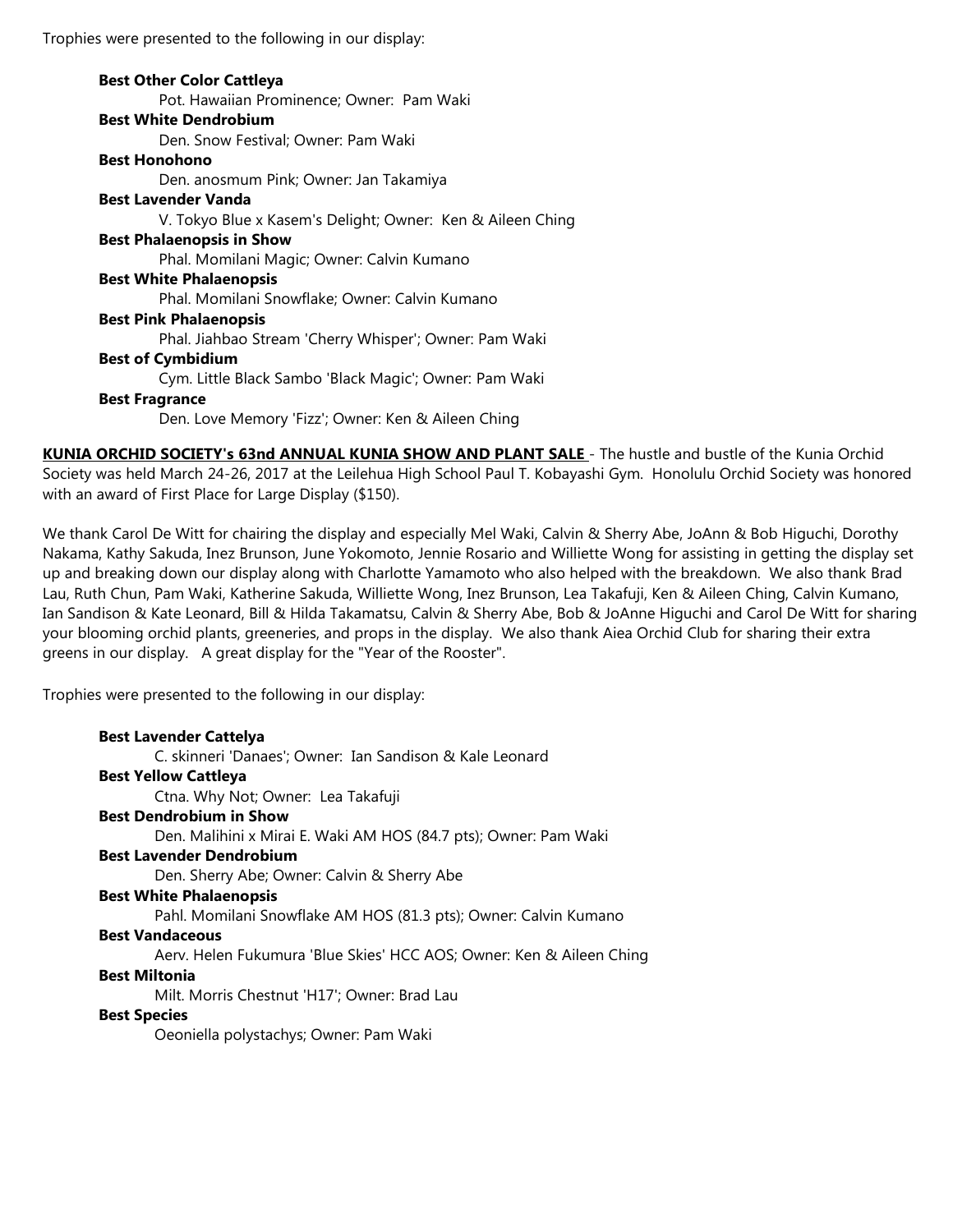Trophies were presented to the following in our display:

**Best Other Color Cattleya**
Pot. Hawaiian Prominence; Owner: Pam Waki

**Best White Dendrobium**
Den. Snow Festival; Owner: Pam Waki

**Best Honohono**
Den. anosmum Pink; Owner: Jan Takamiya

**Best Lavender Vanda**
V. Tokyo Blue x Kasem's Delight; Owner: Ken & Aileen Ching

**Best Phalaenopsis in Show**
Phal. Momilani Magic; Owner: Calvin Kumano

**Best White Phalaenopsis**
Phal. Momilani Snowflake; Owner: Calvin Kumano

**Best Pink Phalaenopsis**
Phal. Jiahbao Stream 'Cherry Whisper'; Owner: Pam Waki

**Best of Cymbidium**
Cym. Little Black Sambo 'Black Magic'; Owner: Pam Waki

**Best Fragrance**
Den. Love Memory 'Fizz'; Owner: Ken & Aileen Ching

**KUNIA ORCHID SOCIETY's 63nd ANNUAL KUNIA SHOW AND PLANT SALE** - The hustle and bustle of the Kunia Orchid Society was held March 24-26, 2017 at the Leilehua High School Paul T. Kobayashi Gym. Honolulu Orchid Society was honored with an award of First Place for Large Display ($150).

We thank Carol De Witt for chairing the display and especially Mel Waki, Calvin & Sherry Abe, JoAnn & Bob Higuchi, Dorothy Nakama, Kathy Sakuda, Inez Brunson, June Yokomoto, Jennie Rosario and Williette Wong for assisting in getting the display set up and breaking down our display along with Charlotte Yamamoto who also helped with the breakdown. We also thank Brad Lau, Ruth Chun, Pam Waki, Katherine Sakuda, Williette Wong, Inez Brunson, Lea Takafuji, Ken & Aileen Ching, Calvin Kumano, Ian Sandison & Kate Leonard, Bill & Hilda Takamatsu, Calvin & Sherry Abe, Bob & JoAnne Higuchi and Carol De Witt for sharing your blooming orchid plants, greeneries, and props in the display. We also thank Aiea Orchid Club for sharing their extra greens in our display. A great display for the "Year of the Rooster".

Trophies were presented to the following in our display:

**Best Lavender Cattelya**
C. skinneri 'Danaes'; Owner: Ian Sandison & Kale Leonard

**Best Yellow Cattleya**
Ctna. Why Not; Owner: Lea Takafuji

**Best Dendrobium in Show**
Den. Malihini x Mirai E. Waki AM HOS (84.7 pts); Owner: Pam Waki

**Best Lavender Dendrobium**
Den. Sherry Abe; Owner: Calvin & Sherry Abe

**Best White Phalaenopsis**
Pahl. Momilani Snowflake AM HOS (81.3 pts); Owner: Calvin Kumano

**Best Vandaceous**
Aerv. Helen Fukumura 'Blue Skies' HCC AOS; Owner: Ken & Aileen Ching

**Best Miltonia**
Milt. Morris Chestnut 'H17'; Owner: Brad Lau

**Best Species**
Oeoniella polystachys; Owner: Pam Waki